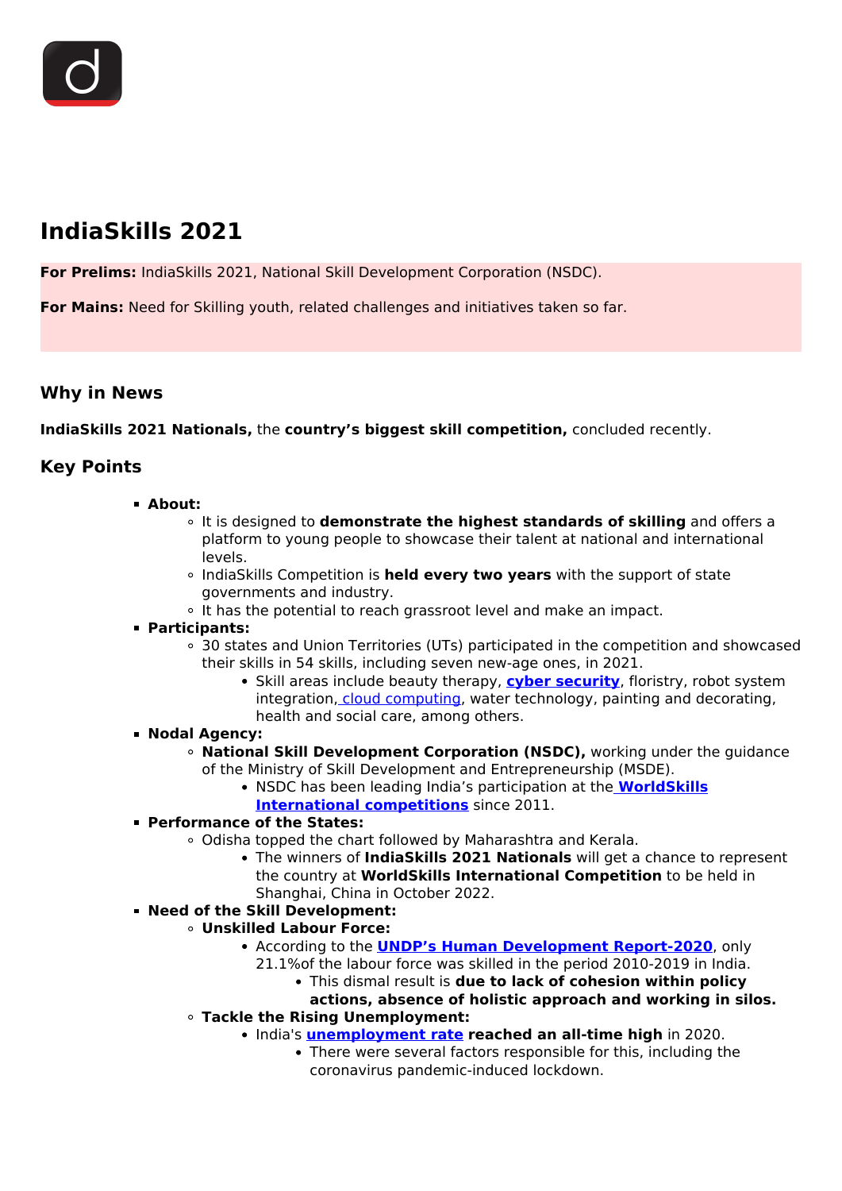# IndiaSkills 2021

**For Prelims:** IndiaSkills 2021, National Skill Development Corporation (NSDC).

**For Mains:** Need for Skilling youth, related challenges and initiatives taken so far.

## Why in News

**IndiaSkills 2021 Nationals,** the **country's biggest skill competition,** concluded recently.

## Key Points

- **About:**
  - It is designed to **demonstrate the highest standards of skilling** and offers a platform to young people to showcase their talent at national and international levels.
  - IndiaSkills Competition is **held every two years** with the support of state governments and industry.
  - It has the potential to reach grassroot level and make an impact.
- **Participants:**
  - 30 states and Union Territories (UTs) participated in the competition and showcased their skills in 54 skills, including seven new-age ones, in 2021.
    - Skill areas include beauty therapy, **cyber security**, floristry, robot system integration, cloud computing, water technology, painting and decorating, health and social care, among others.
- **Nodal Agency:**
  - **National Skill Development Corporation (NSDC),** working under the guidance of the Ministry of Skill Development and Entrepreneurship (MSDE).
    - NSDC has been leading India's participation at the **WorldSkills International competitions** since 2011.
- **Performance of the States:**
  - Odisha topped the chart followed by Maharashtra and Kerala.
    - The winners of **IndiaSkills 2021 Nationals** will get a chance to represent the country at **WorldSkills International Competition** to be held in Shanghai, China in October 2022.
- **Need of the Skill Development:**
  - **Unskilled Labour Force:**
    - According to the **UNDP's Human Development Report-2020**, only 21.1%of the labour force was skilled in the period 2010-2019 in India.
      - This dismal result is **due to lack of cohesion within policy actions, absence of holistic approach and working in silos.**
  - **Tackle the Rising Unemployment:**
    - India's **unemployment rate** **reached an all-time high** in 2020.
      - There were several factors responsible for this, including the coronavirus pandemic-induced lockdown.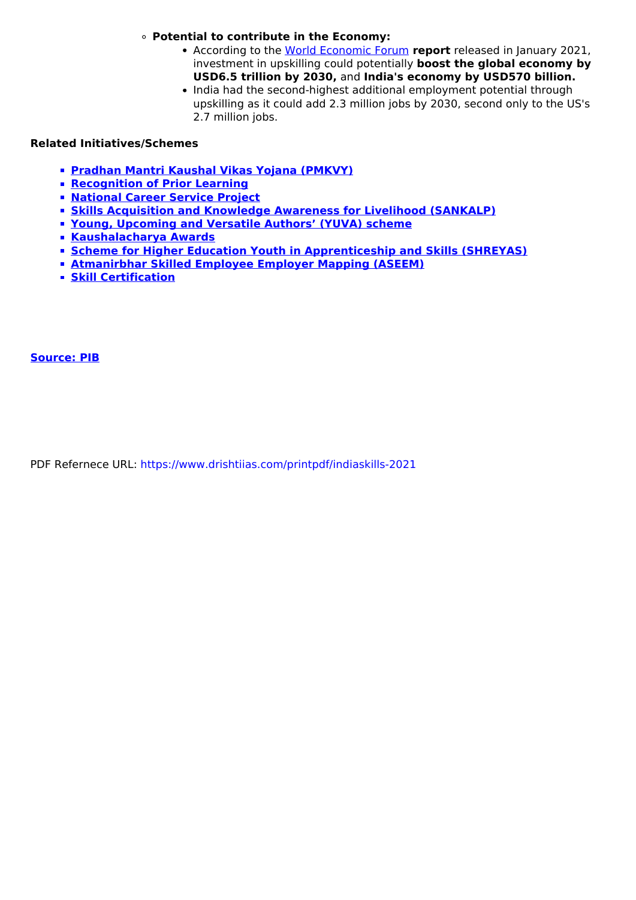- **Potential to contribute in the Economy:**
    - According to the World Economic Forum **report** released in January 2021, investment in upskilling could potentially **boost the global economy by USD6.5 trillion by 2030,** and **India's economy by USD570 billion.**
    - India had the second-highest additional employment potential through upskilling as it could add 2.3 million jobs by 2030, second only to the US's 2.7 million jobs.

**Related Initiatives/Schemes**

- **Pradhan Mantri Kaushal Vikas Yojana (PMKVY)**
- **Recognition of Prior Learning**
- **National Career Service Project**
- **Skills Acquisition and Knowledge Awareness for Livelihood (SANKALP)**
- **Young, Upcoming and Versatile Authors' (YUVA) scheme**
- **Kaushalacharya Awards**
- **Scheme for Higher Education Youth in Apprenticeship and Skills (SHREYAS)**
- **Atmanirbhar Skilled Employee Employer Mapping (ASEEM)**
- **Skill Certification**

**Source: PIB**

PDF Refernece URL: https://www.drishtiias.com/printpdf/indiaskills-2021